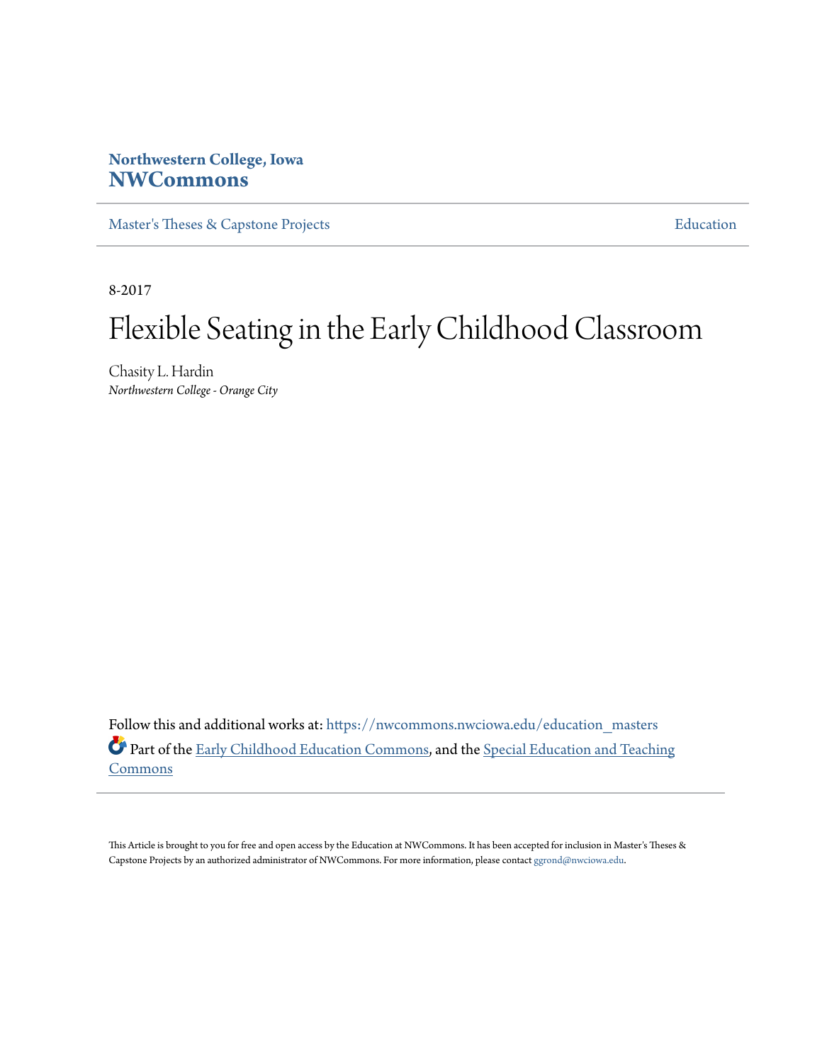Northwestern College, Iowa
**NWCommons**

Master's Theses & Capstone Projects | Education

8-2017

# Flexible Seating in the Early Childhood Classroom

Chasity L. Hardin
*Northwestern College - Orange City*

Follow this and additional works at: https://nwcommons.nwciowa.edu/education_masters

Part of the Early Childhood Education Commons, and the Special Education and Teaching Commons

This Article is brought to you for free and open access by the Education at NWCommons. It has been accepted for inclusion in Master's Theses & Capstone Projects by an authorized administrator of NWCommons. For more information, please contact ggrond@nwciowa.edu.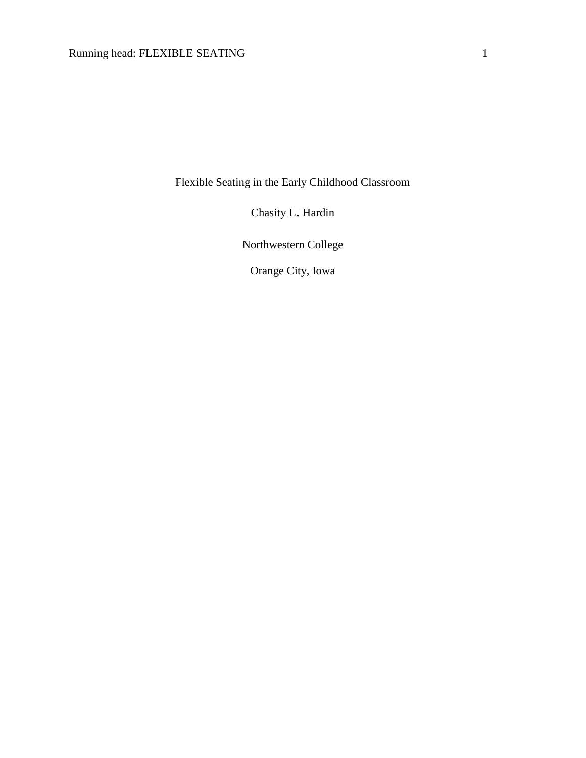# Flexible Seating in the Early Childhood Classroom

Chasity L. Hardin

Northwestern College

Orange City, Iowa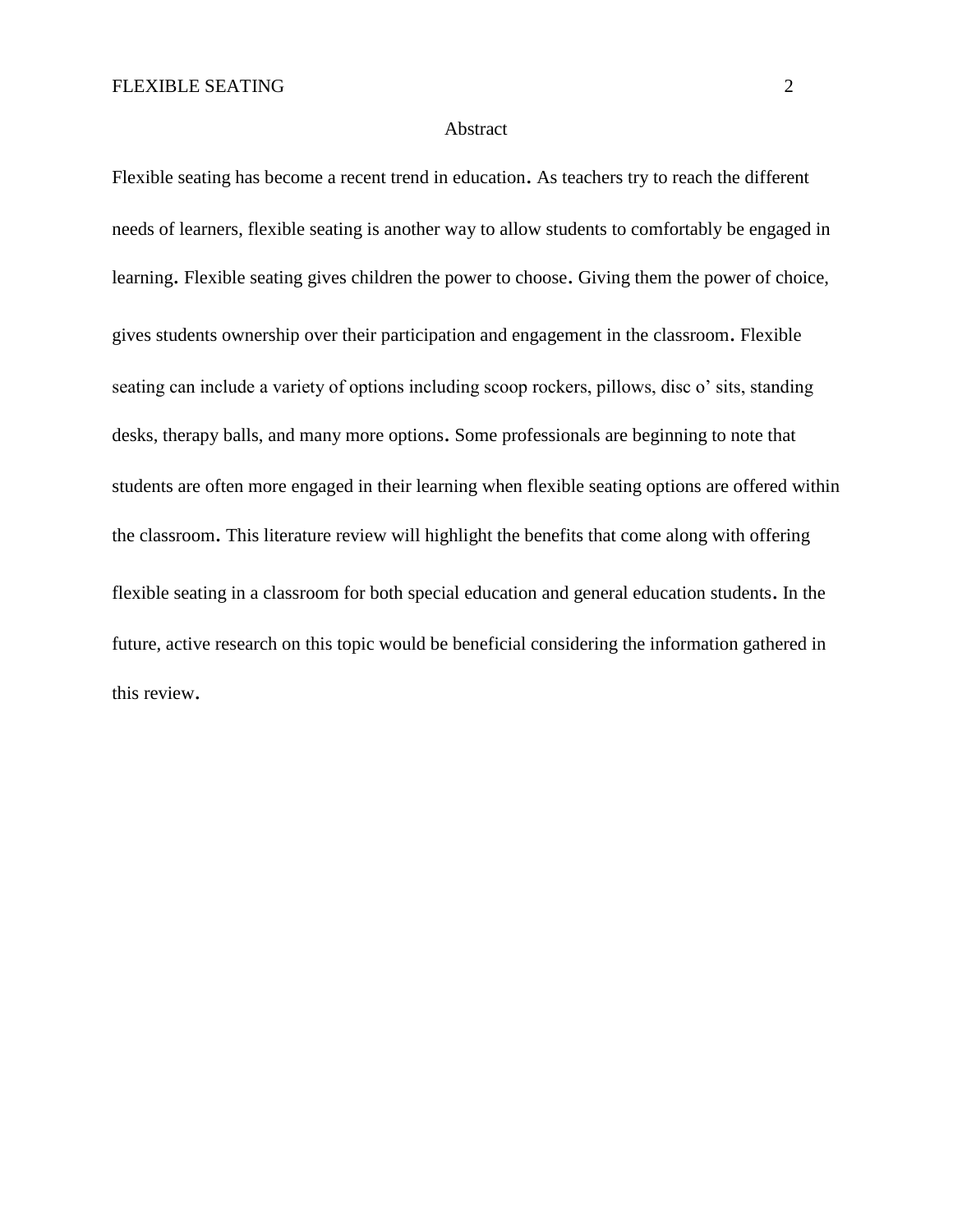# Abstract

Flexible seating has become a recent trend in education. As teachers try to reach the different needs of learners, flexible seating is another way to allow students to comfortably be engaged in learning. Flexible seating gives children the power to choose. Giving them the power of choice, gives students ownership over their participation and engagement in the classroom. Flexible seating can include a variety of options including scoop rockers, pillows, disc o' sits, standing desks, therapy balls, and many more options. Some professionals are beginning to note that students are often more engaged in their learning when flexible seating options are offered within the classroom. This literature review will highlight the benefits that come along with offering flexible seating in a classroom for both special education and general education students. In the future, active research on this topic would be beneficial considering the information gathered in this review.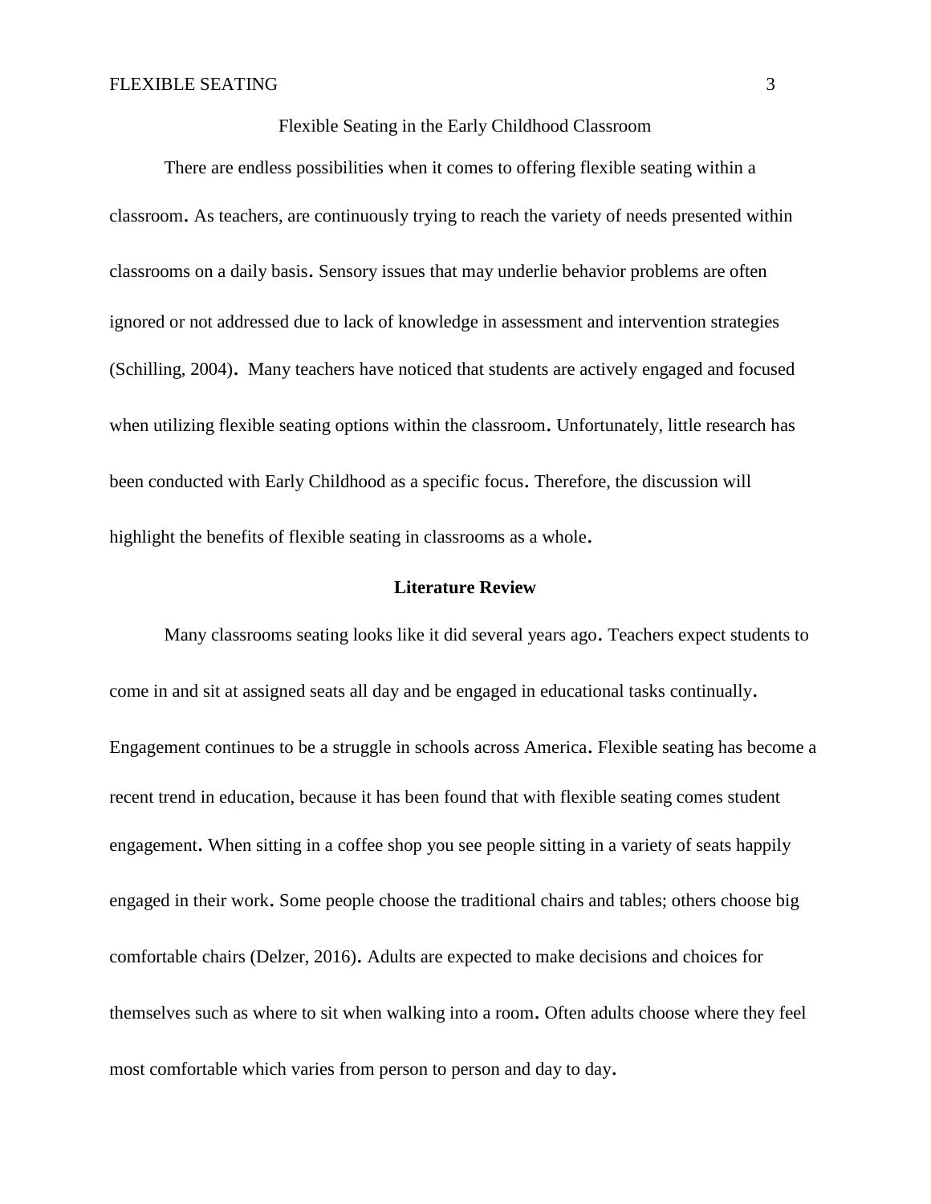# Flexible Seating in the Early Childhood Classroom

There are endless possibilities when it comes to offering flexible seating within a classroom. As teachers, are continuously trying to reach the variety of needs presented within classrooms on a daily basis. Sensory issues that may underlie behavior problems are often ignored or not addressed due to lack of knowledge in assessment and intervention strategies (Schilling, 2004). Many teachers have noticed that students are actively engaged and focused when utilizing flexible seating options within the classroom. Unfortunately, little research has been conducted with Early Childhood as a specific focus. Therefore, the discussion will highlight the benefits of flexible seating in classrooms as a whole.

## Literature Review

Many classrooms seating looks like it did several years ago. Teachers expect students to come in and sit at assigned seats all day and be engaged in educational tasks continually. Engagement continues to be a struggle in schools across America. Flexible seating has become a recent trend in education, because it has been found that with flexible seating comes student engagement. When sitting in a coffee shop you see people sitting in a variety of seats happily engaged in their work. Some people choose the traditional chairs and tables; others choose big comfortable chairs (Delzer, 2016). Adults are expected to make decisions and choices for themselves such as where to sit when walking into a room. Often adults choose where they feel most comfortable which varies from person to person and day to day.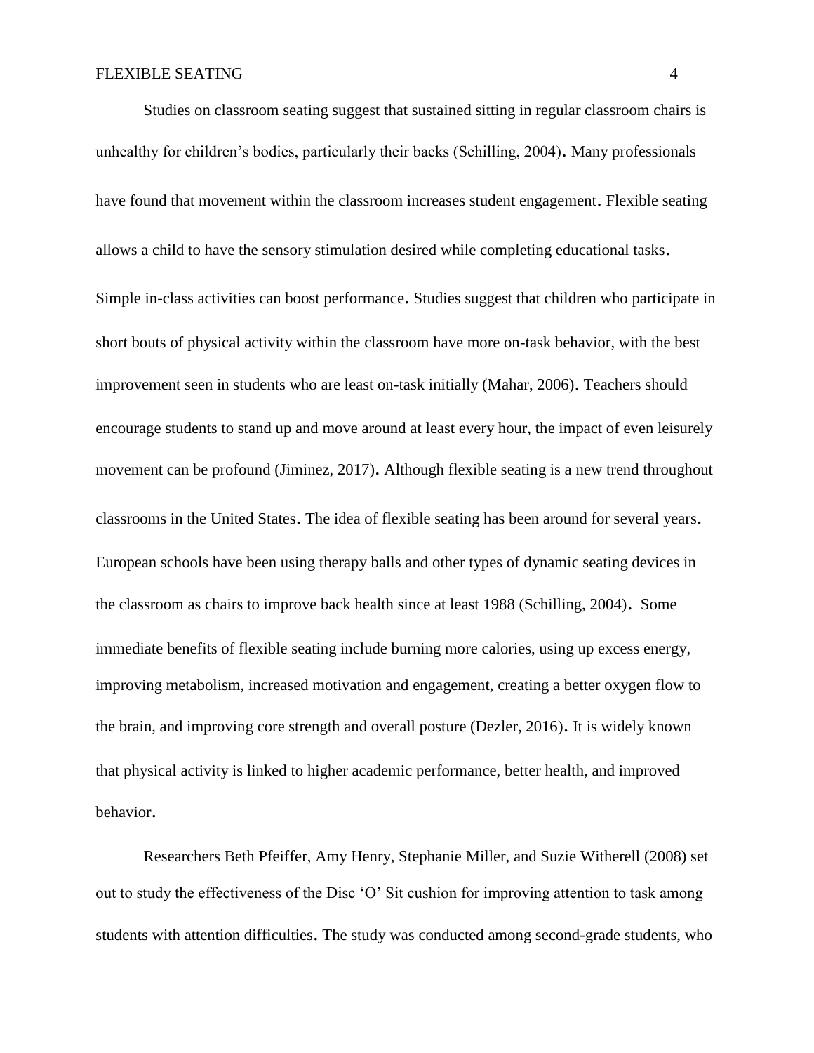Studies on classroom seating suggest that sustained sitting in regular classroom chairs is unhealthy for children's bodies, particularly their backs (Schilling, 2004). Many professionals have found that movement within the classroom increases student engagement. Flexible seating allows a child to have the sensory stimulation desired while completing educational tasks. Simple in-class activities can boost performance. Studies suggest that children who participate in short bouts of physical activity within the classroom have more on-task behavior, with the best improvement seen in students who are least on-task initially (Mahar, 2006). Teachers should encourage students to stand up and move around at least every hour, the impact of even leisurely movement can be profound (Jiminez, 2017). Although flexible seating is a new trend throughout classrooms in the United States. The idea of flexible seating has been around for several years. European schools have been using therapy balls and other types of dynamic seating devices in the classroom as chairs to improve back health since at least 1988 (Schilling, 2004). Some immediate benefits of flexible seating include burning more calories, using up excess energy, improving metabolism, increased motivation and engagement, creating a better oxygen flow to the brain, and improving core strength and overall posture (Dezler, 2016). It is widely known that physical activity is linked to higher academic performance, better health, and improved behavior.

Researchers Beth Pfeiffer, Amy Henry, Stephanie Miller, and Suzie Witherell (2008) set out to study the effectiveness of the Disc 'O' Sit cushion for improving attention to task among students with attention difficulties. The study was conducted among second-grade students, who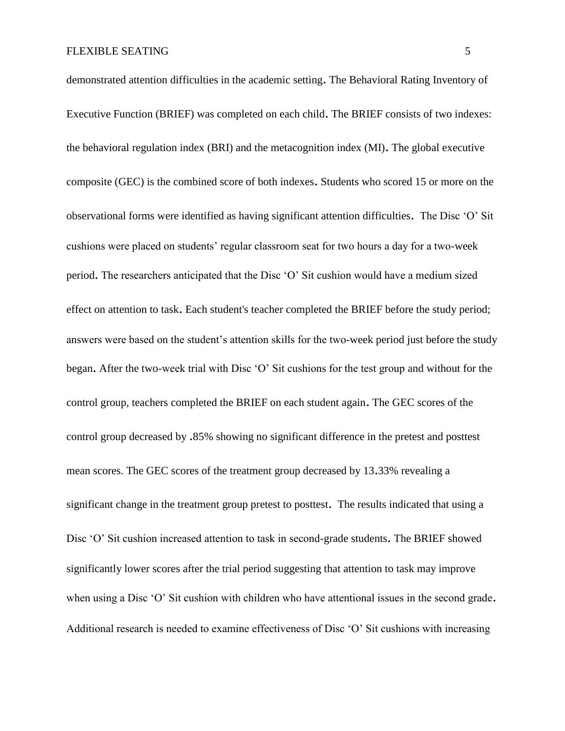demonstrated attention difficulties in the academic setting. The Behavioral Rating Inventory of Executive Function (BRIEF) was completed on each child. The BRIEF consists of two indexes: the behavioral regulation index (BRI) and the metacognition index (MI). The global executive composite (GEC) is the combined score of both indexes. Students who scored 15 or more on the observational forms were identified as having significant attention difficulties. The Disc 'O' Sit cushions were placed on students' regular classroom seat for two hours a day for a two-week period. The researchers anticipated that the Disc 'O' Sit cushion would have a medium sized effect on attention to task. Each student's teacher completed the BRIEF before the study period; answers were based on the student's attention skills for the two-week period just before the study began. After the two-week trial with Disc 'O' Sit cushions for the test group and without for the control group, teachers completed the BRIEF on each student again. The GEC scores of the control group decreased by .85% showing no significant difference in the pretest and posttest mean scores. The GEC scores of the treatment group decreased by 13.33% revealing a significant change in the treatment group pretest to posttest. The results indicated that using a Disc 'O' Sit cushion increased attention to task in second-grade students. The BRIEF showed significantly lower scores after the trial period suggesting that attention to task may improve when using a Disc 'O' Sit cushion with children who have attentional issues in the second grade. Additional research is needed to examine effectiveness of Disc 'O' Sit cushions with increasing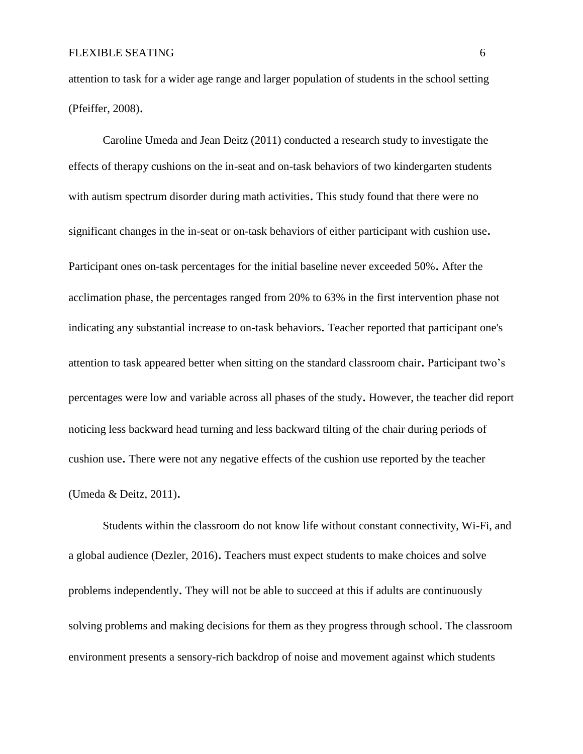attention to task for a wider age range and larger population of students in the school setting (Pfeiffer, 2008).

Caroline Umeda and Jean Deitz (2011) conducted a research study to investigate the effects of therapy cushions on the in-seat and on-task behaviors of two kindergarten students with autism spectrum disorder during math activities. This study found that there were no significant changes in the in-seat or on-task behaviors of either participant with cushion use. Participant ones on-task percentages for the initial baseline never exceeded 50%. After the acclimation phase, the percentages ranged from 20% to 63% in the first intervention phase not indicating any substantial increase to on-task behaviors. Teacher reported that participant one's attention to task appeared better when sitting on the standard classroom chair. Participant two's percentages were low and variable across all phases of the study. However, the teacher did report noticing less backward head turning and less backward tilting of the chair during periods of cushion use. There were not any negative effects of the cushion use reported by the teacher (Umeda & Deitz, 2011).

Students within the classroom do not know life without constant connectivity, Wi-Fi, and a global audience (Dezler, 2016). Teachers must expect students to make choices and solve problems independently. They will not be able to succeed at this if adults are continuously solving problems and making decisions for them as they progress through school. The classroom environment presents a sensory-rich backdrop of noise and movement against which students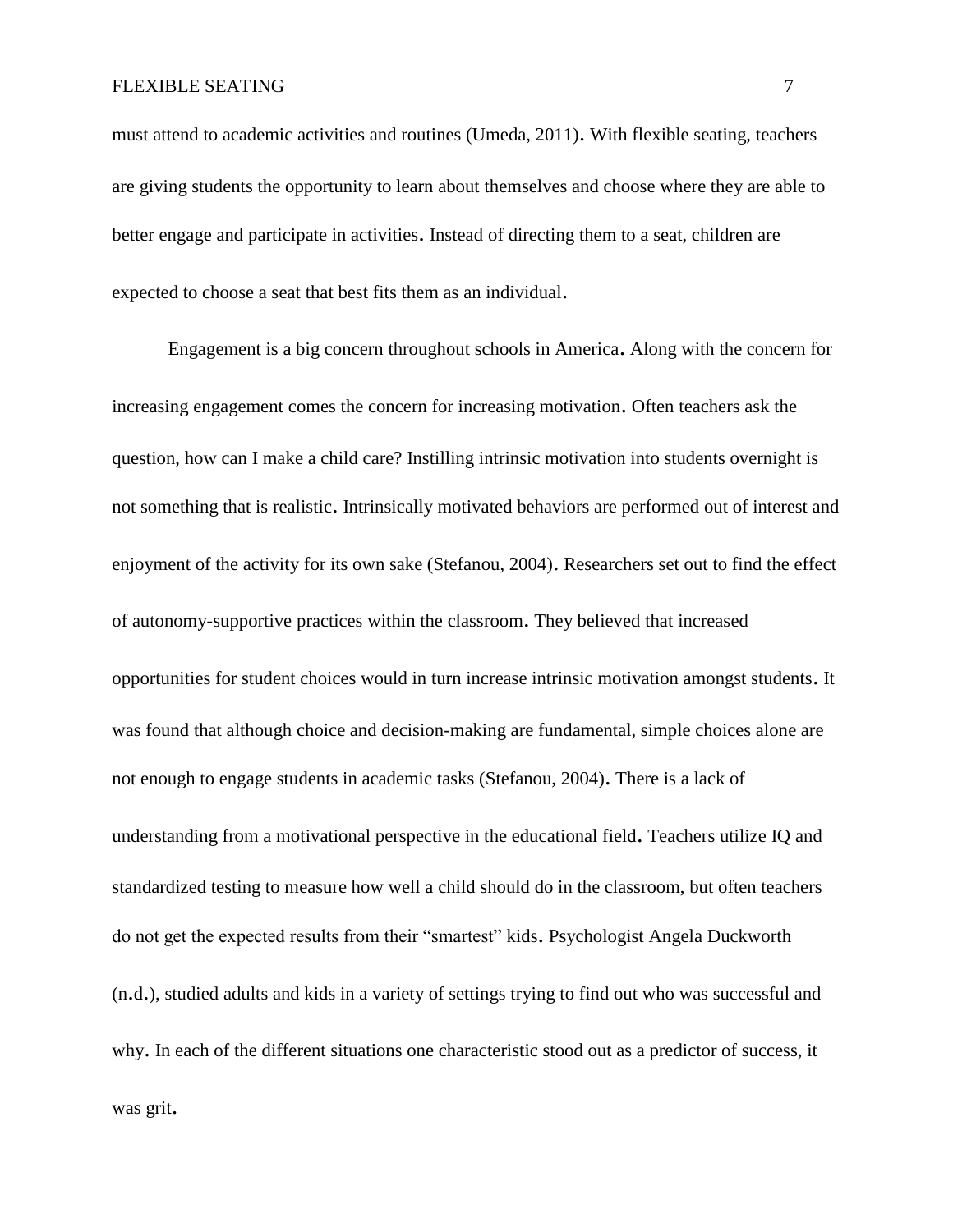must attend to academic activities and routines (Umeda, 2011). With flexible seating, teachers are giving students the opportunity to learn about themselves and choose where they are able to better engage and participate in activities. Instead of directing them to a seat, children are expected to choose a seat that best fits them as an individual.

Engagement is a big concern throughout schools in America. Along with the concern for increasing engagement comes the concern for increasing motivation. Often teachers ask the question, how can I make a child care? Instilling intrinsic motivation into students overnight is not something that is realistic. Intrinsically motivated behaviors are performed out of interest and enjoyment of the activity for its own sake (Stefanou, 2004). Researchers set out to find the effect of autonomy-supportive practices within the classroom. They believed that increased opportunities for student choices would in turn increase intrinsic motivation amongst students. It was found that although choice and decision-making are fundamental, simple choices alone are not enough to engage students in academic tasks (Stefanou, 2004). There is a lack of understanding from a motivational perspective in the educational field. Teachers utilize IQ and standardized testing to measure how well a child should do in the classroom, but often teachers do not get the expected results from their "smartest" kids. Psychologist Angela Duckworth (n.d.), studied adults and kids in a variety of settings trying to find out who was successful and why. In each of the different situations one characteristic stood out as a predictor of success, it was grit.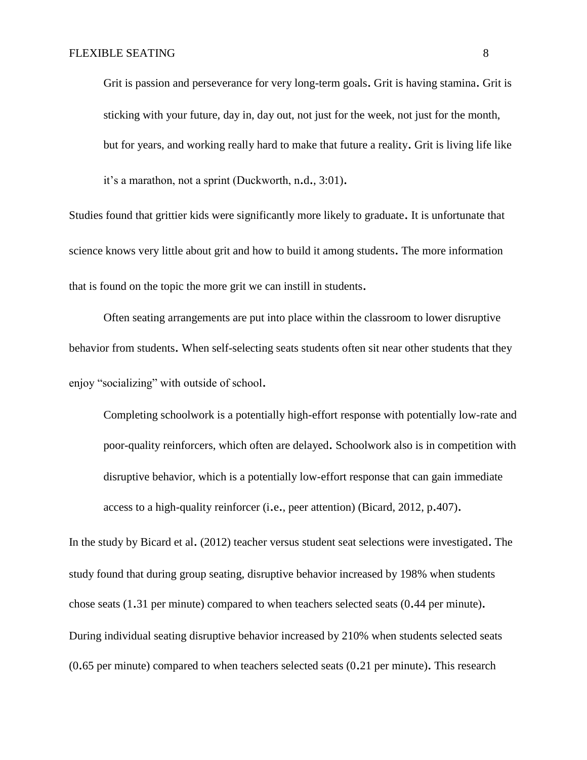> Grit is passion and perseverance for very long-term goals. Grit is having stamina. Grit is sticking with your future, day in, day out, not just for the week, not just for the month, but for years, and working really hard to make that future a reality. Grit is living life like it's a marathon, not a sprint (Duckworth, n.d., 3:01).

Studies found that grittier kids were significantly more likely to graduate. It is unfortunate that science knows very little about grit and how to build it among students. The more information that is found on the topic the more grit we can instill in students.

Often seating arrangements are put into place within the classroom to lower disruptive behavior from students. When self-selecting seats students often sit near other students that they enjoy "socializing" with outside of school.

> Completing schoolwork is a potentially high-effort response with potentially low-rate and poor-quality reinforcers, which often are delayed. Schoolwork also is in competition with disruptive behavior, which is a potentially low-effort response that can gain immediate access to a high-quality reinforcer (i.e., peer attention) (Bicard, 2012, p.407).

In the study by Bicard et al. (2012) teacher versus student seat selections were investigated. The study found that during group seating, disruptive behavior increased by 198% when students chose seats (1.31 per minute) compared to when teachers selected seats (0.44 per minute). During individual seating disruptive behavior increased by 210% when students selected seats (0.65 per minute) compared to when teachers selected seats (0.21 per minute). This research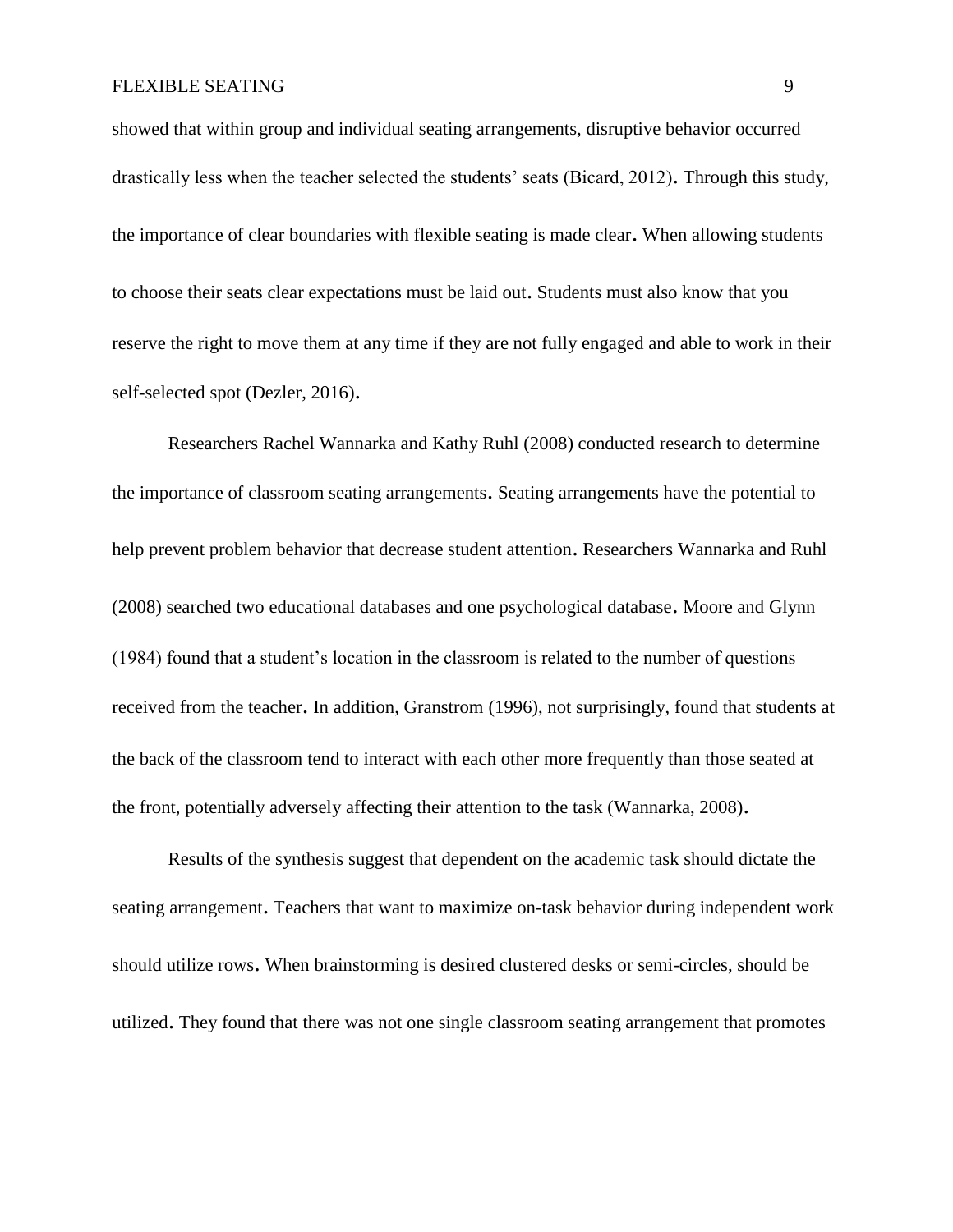showed that within group and individual seating arrangements, disruptive behavior occurred drastically less when the teacher selected the students' seats (Bicard, 2012). Through this study, the importance of clear boundaries with flexible seating is made clear. When allowing students to choose their seats clear expectations must be laid out. Students must also know that you reserve the right to move them at any time if they are not fully engaged and able to work in their self-selected spot (Dezler, 2016).

Researchers Rachel Wannarka and Kathy Ruhl (2008) conducted research to determine the importance of classroom seating arrangements. Seating arrangements have the potential to help prevent problem behavior that decrease student attention. Researchers Wannarka and Ruhl (2008) searched two educational databases and one psychological database. Moore and Glynn (1984) found that a student's location in the classroom is related to the number of questions received from the teacher. In addition, Granstrom (1996), not surprisingly, found that students at the back of the classroom tend to interact with each other more frequently than those seated at the front, potentially adversely affecting their attention to the task (Wannarka, 2008).

Results of the synthesis suggest that dependent on the academic task should dictate the seating arrangement. Teachers that want to maximize on-task behavior during independent work should utilize rows. When brainstorming is desired clustered desks or semi-circles, should be utilized. They found that there was not one single classroom seating arrangement that promotes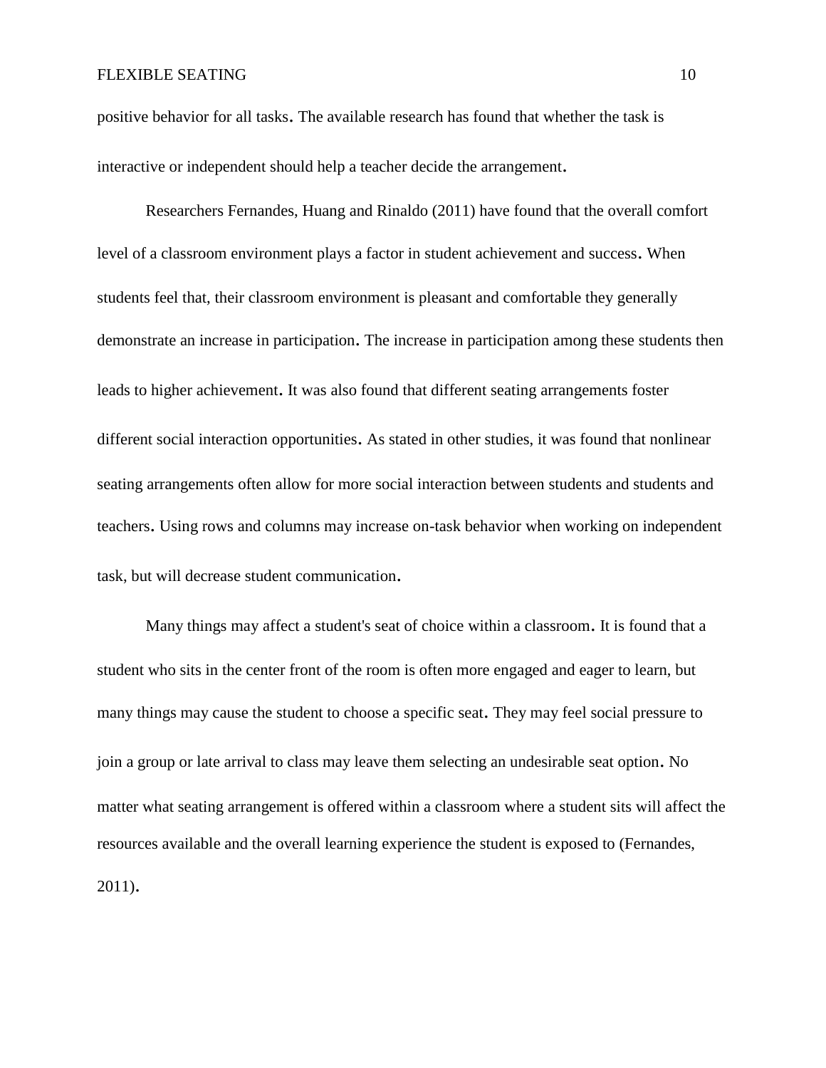positive behavior for all tasks. The available research has found that whether the task is interactive or independent should help a teacher decide the arrangement.

Researchers Fernandes, Huang and Rinaldo (2011) have found that the overall comfort level of a classroom environment plays a factor in student achievement and success. When students feel that, their classroom environment is pleasant and comfortable they generally demonstrate an increase in participation. The increase in participation among these students then leads to higher achievement. It was also found that different seating arrangements foster different social interaction opportunities. As stated in other studies, it was found that nonlinear seating arrangements often allow for more social interaction between students and students and teachers. Using rows and columns may increase on-task behavior when working on independent task, but will decrease student communication.

Many things may affect a student's seat of choice within a classroom. It is found that a student who sits in the center front of the room is often more engaged and eager to learn, but many things may cause the student to choose a specific seat. They may feel social pressure to join a group or late arrival to class may leave them selecting an undesirable seat option. No matter what seating arrangement is offered within a classroom where a student sits will affect the resources available and the overall learning experience the student is exposed to (Fernandes, 2011).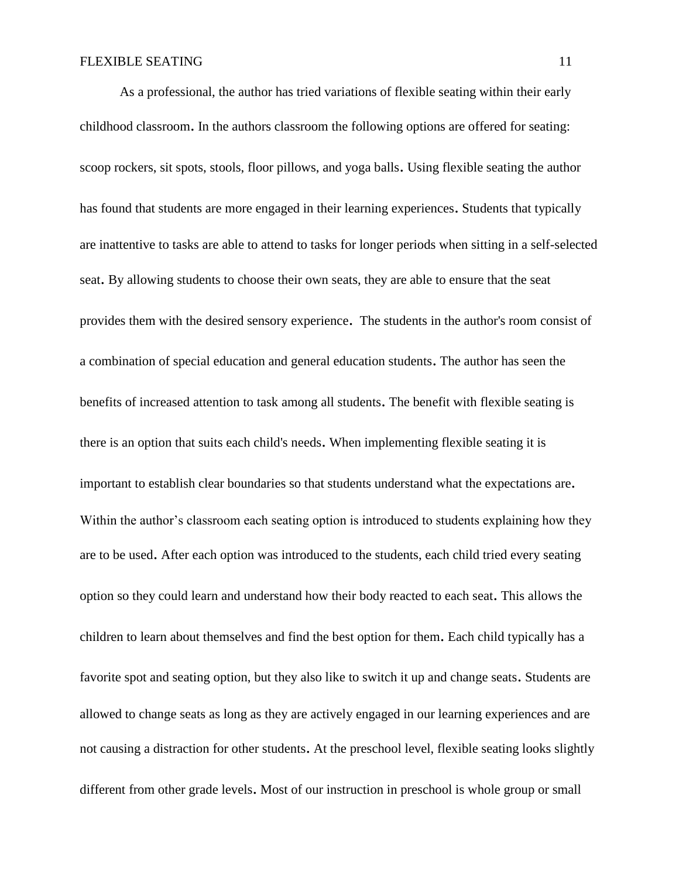As a professional, the author has tried variations of flexible seating within their early childhood classroom. In the authors classroom the following options are offered for seating: scoop rockers, sit spots, stools, floor pillows, and yoga balls. Using flexible seating the author has found that students are more engaged in their learning experiences. Students that typically are inattentive to tasks are able to attend to tasks for longer periods when sitting in a self-selected seat. By allowing students to choose their own seats, they are able to ensure that the seat provides them with the desired sensory experience. The students in the author's room consist of a combination of special education and general education students. The author has seen the benefits of increased attention to task among all students. The benefit with flexible seating is there is an option that suits each child's needs. When implementing flexible seating it is important to establish clear boundaries so that students understand what the expectations are. Within the author's classroom each seating option is introduced to students explaining how they are to be used. After each option was introduced to the students, each child tried every seating option so they could learn and understand how their body reacted to each seat. This allows the children to learn about themselves and find the best option for them. Each child typically has a favorite spot and seating option, but they also like to switch it up and change seats. Students are allowed to change seats as long as they are actively engaged in our learning experiences and are not causing a distraction for other students. At the preschool level, flexible seating looks slightly different from other grade levels. Most of our instruction in preschool is whole group or small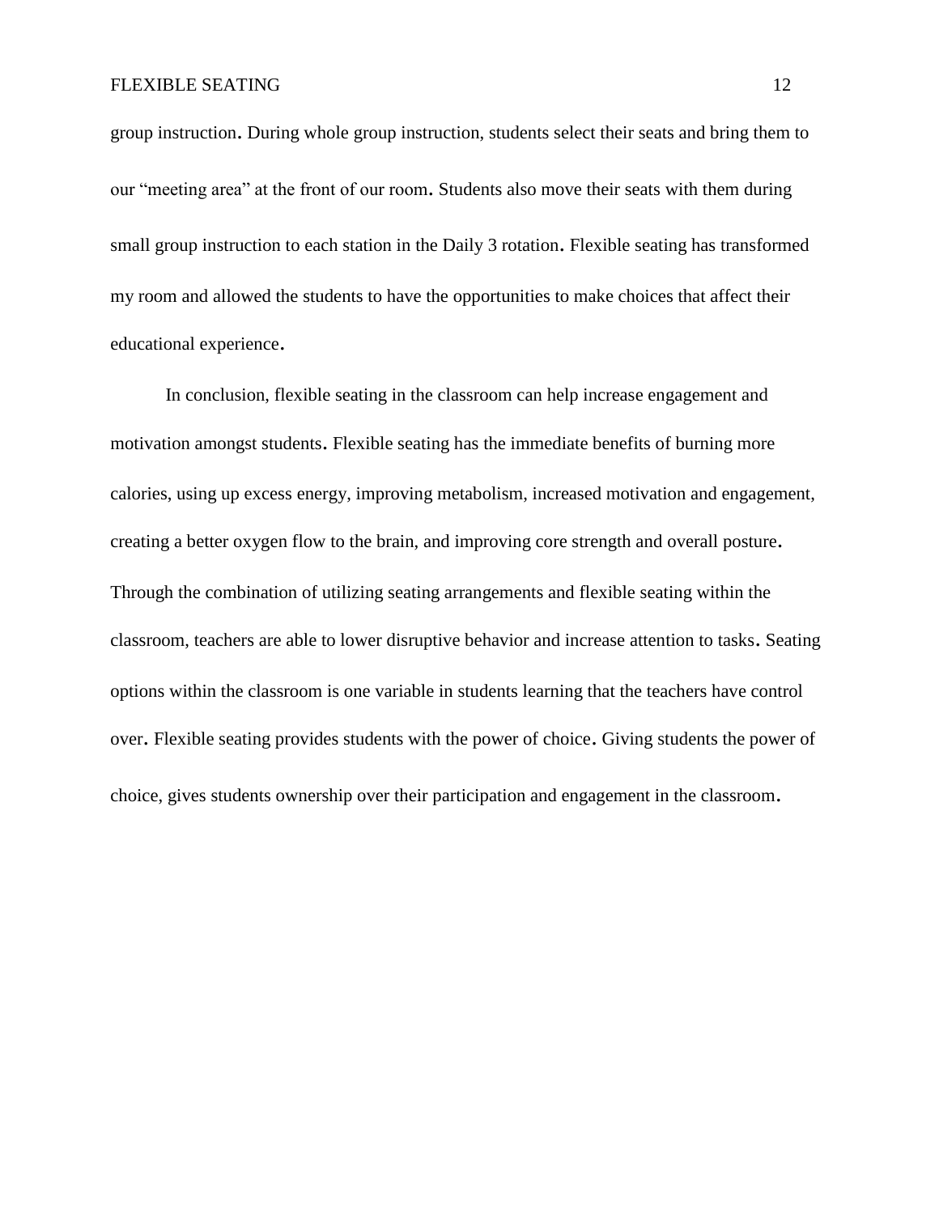group instruction. During whole group instruction, students select their seats and bring them to our “meeting area” at the front of our room. Students also move their seats with them during small group instruction to each station in the Daily 3 rotation. Flexible seating has transformed my room and allowed the students to have the opportunities to make choices that affect their educational experience.

In conclusion, flexible seating in the classroom can help increase engagement and motivation amongst students. Flexible seating has the immediate benefits of burning more calories, using up excess energy, improving metabolism, increased motivation and engagement, creating a better oxygen flow to the brain, and improving core strength and overall posture. Through the combination of utilizing seating arrangements and flexible seating within the classroom, teachers are able to lower disruptive behavior and increase attention to tasks. Seating options within the classroom is one variable in students learning that the teachers have control over. Flexible seating provides students with the power of choice. Giving students the power of choice, gives students ownership over their participation and engagement in the classroom.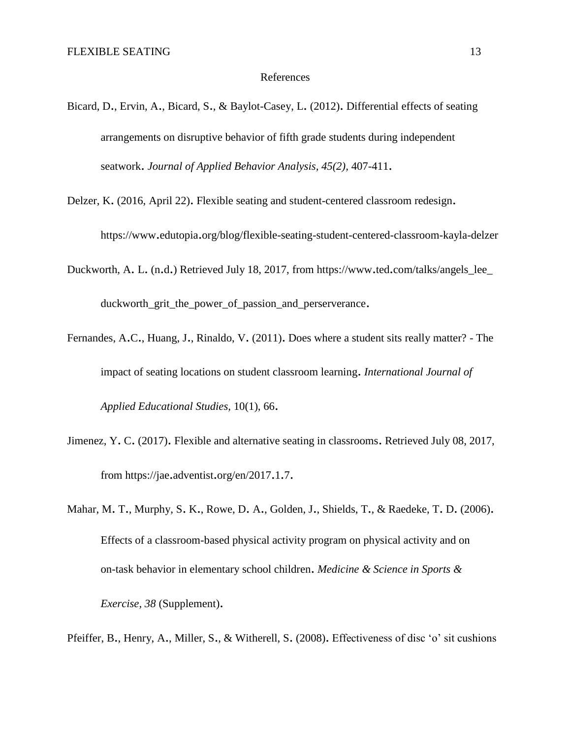# References

Bicard, D., Ervin, A., Bicard, S., & Baylot-Casey, L. (2012). Differential effects of seating arrangements on disruptive behavior of fifth grade students during independent seatwork. *Journal of Applied Behavior Analysis, 45(2),* 407-411.

Delzer, K. (2016, April 22). Flexible seating and student-centered classroom redesign. https://www.edutopia.org/blog/flexible-seating-student-centered-classroom-kayla-delzer

Duckworth, A. L. (n.d.) Retrieved July 18, 2017, from https://www.ted.com/talks/angels_lee_duckworth_grit_the_power_of_passion_and_perserverance.

Fernandes, A.C., Huang, J., Rinaldo, V. (2011). Does where a student sits really matter? - The impact of seating locations on student classroom learning. *International Journal of Applied Educational Studies,* 10(1), 66.

Jimenez, Y. C. (2017). Flexible and alternative seating in classrooms. Retrieved July 08, 2017, from https://jae.adventist.org/en/2017.1.7.

Mahar, M. T., Murphy, S. K., Rowe, D. A., Golden, J., Shields, T., & Raedeke, T. D. (2006). Effects of a classroom-based physical activity program on physical activity and on on-task behavior in elementary school children. *Medicine & Science in Sports & Exercise, 38* (Supplement).

Pfeiffer, B., Henry, A., Miller, S., & Witherell, S. (2008). Effectiveness of disc 'o' sit cushions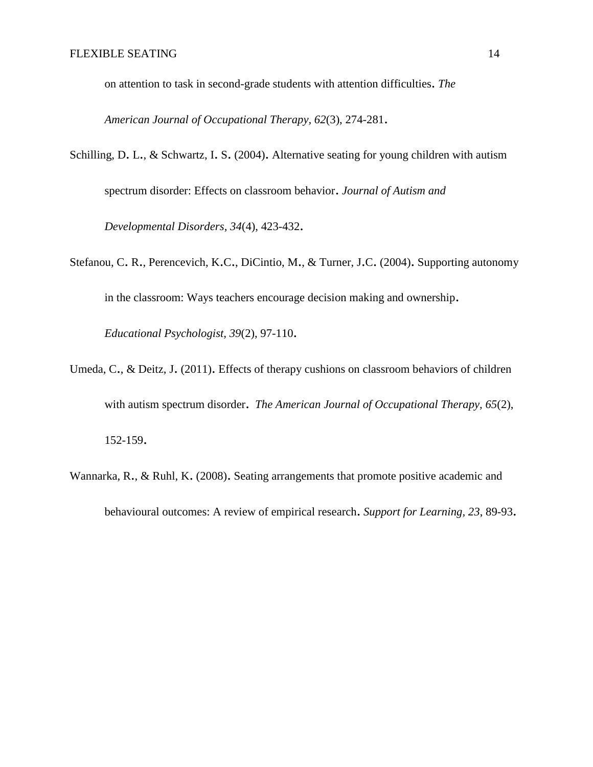on attention to task in second-grade students with attention difficulties. *The American Journal of Occupational Therapy, 62*(3), 274-281.

Schilling, D. L., & Schwartz, I. S. (2004). Alternative seating for young children with autism spectrum disorder: Effects on classroom behavior. *Journal of Autism and Developmental Disorders, 34*(4), 423-432.

Stefanou, C. R., Perencevich, K.C., DiCintio, M., & Turner, J.C. (2004). Supporting autonomy in the classroom: Ways teachers encourage decision making and ownership. *Educational Psychologist, 39*(2), 97-110.

Umeda, C., & Deitz, J. (2011). Effects of therapy cushions on classroom behaviors of children with autism spectrum disorder. *The American Journal of Occupational Therapy, 65*(2), 152-159.

Wannarka, R., & Ruhl, K. (2008). Seating arrangements that promote positive academic and behavioural outcomes: A review of empirical research. *Support for Learning, 23*, 89-93.